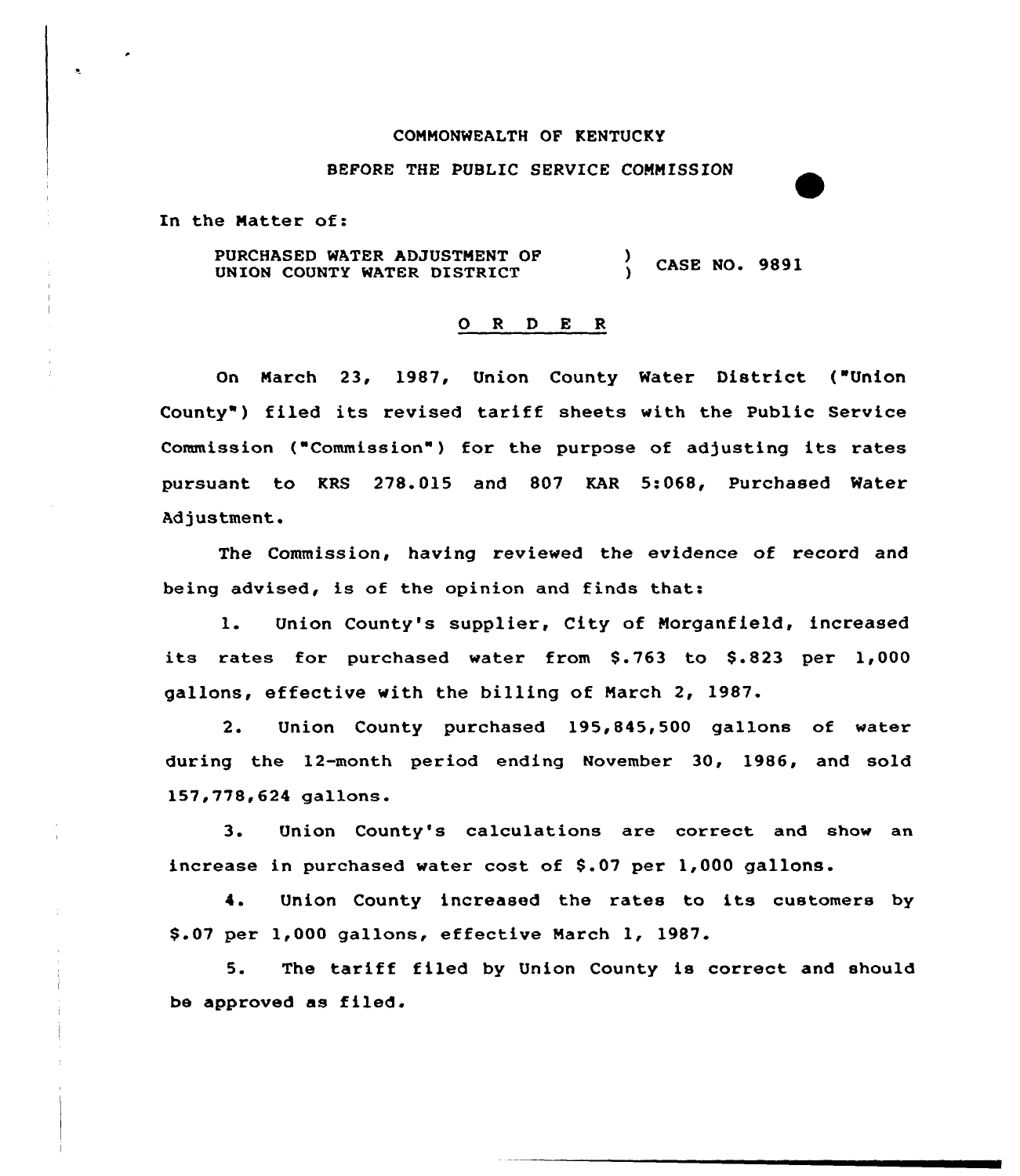COMMONWEALTH OF KENTUCKY

BEFORE THE PUBLIC SERVICE COMMISSION

In the Matter of:

PURCHASED WATER ADJUSTMENT OF UNION COUNTY WATER DISTRICT ) CASE NO. 9891

# O R D E R

On March 23, 1987, Union County Water District ("Union County") filed its revised tariff sheets with the Public Service Commission ("Commission") for the purpose of adjusting its rates pursuant to KRS 278.015 and 807 KAR 5:068, Purchased Water Adjustment.

The Commission, having reviewed the evidence of record and being advised, is of the opinion and finds that:

1. Union County's supplier, City of Morganfield, increased its rates for purchased water from $.763 to $.823 per 1,000 gallons, effective with the billing of March 2, 1987.

2. Union County purchased 195,845,500 gallons of water during the 12-month period ending November 30, 1986, and sold 157,778,624 gallons.

3. Union County's calculations are correct and show an increase in purchased water cost of $.07 per 1,000 gallons.

4. Union County increased the rates to its customers by $.07 per 1,000 gallons, effective March 1, 1987.

5. The tariff filed by Union County is correct and should be approved as filed.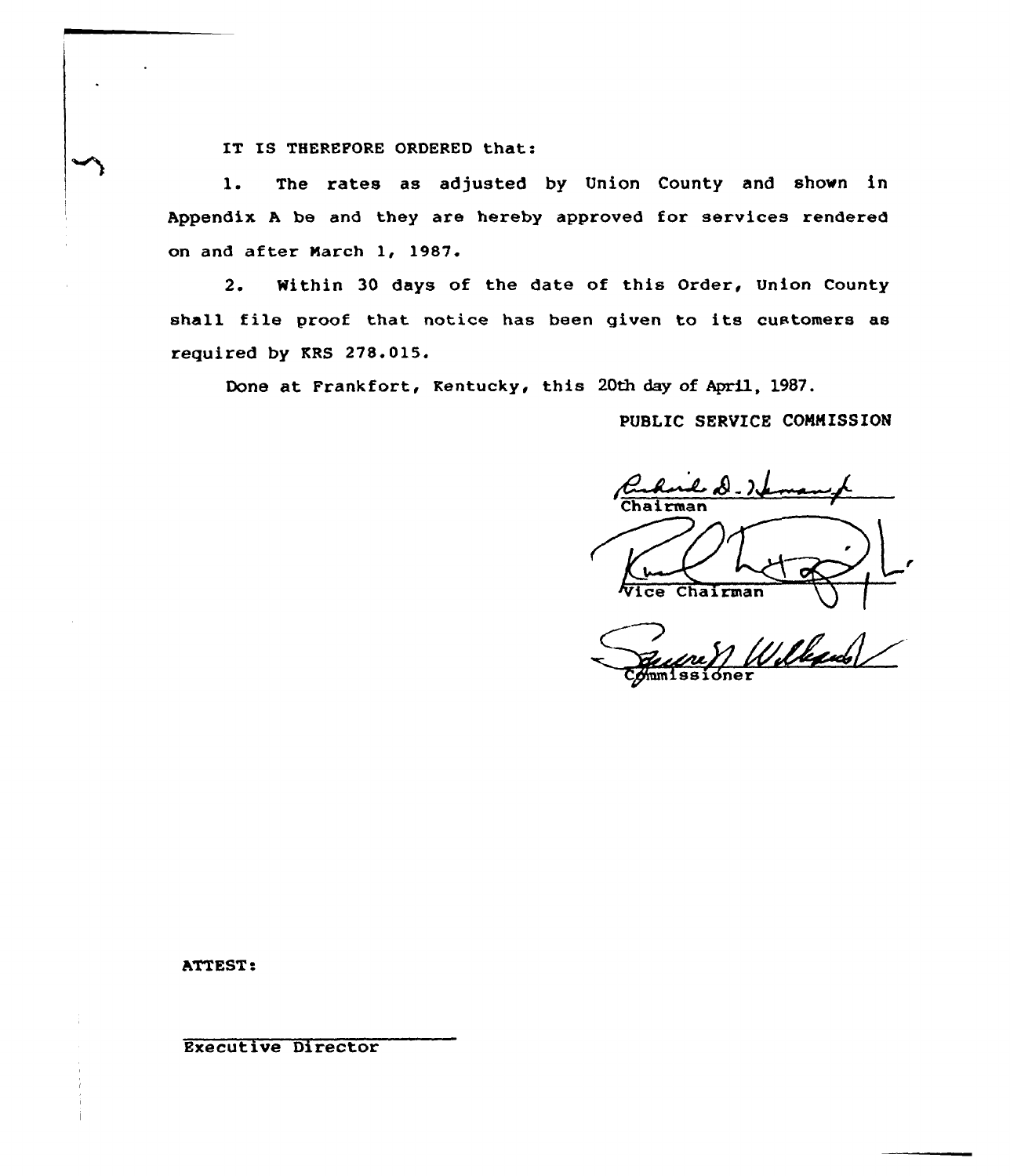IT IS THEREFORE ORDERED that:

1. The rates as adjusted by Union County and shown in Appendix A be and they are hereby approved for services rendered on and after March 1, 1987.

2. Within 30 days of the date of this Order, Union County shall file proof that notice has been given to its customers as required by KRS 278.015.

Done at Frankfort, Kentucky, this 20th day of April, 1987.

PUBLIC SERVICE COMMISSION

Chairman

Vice Chairman

Commissioner

ATTEST:

Executive Director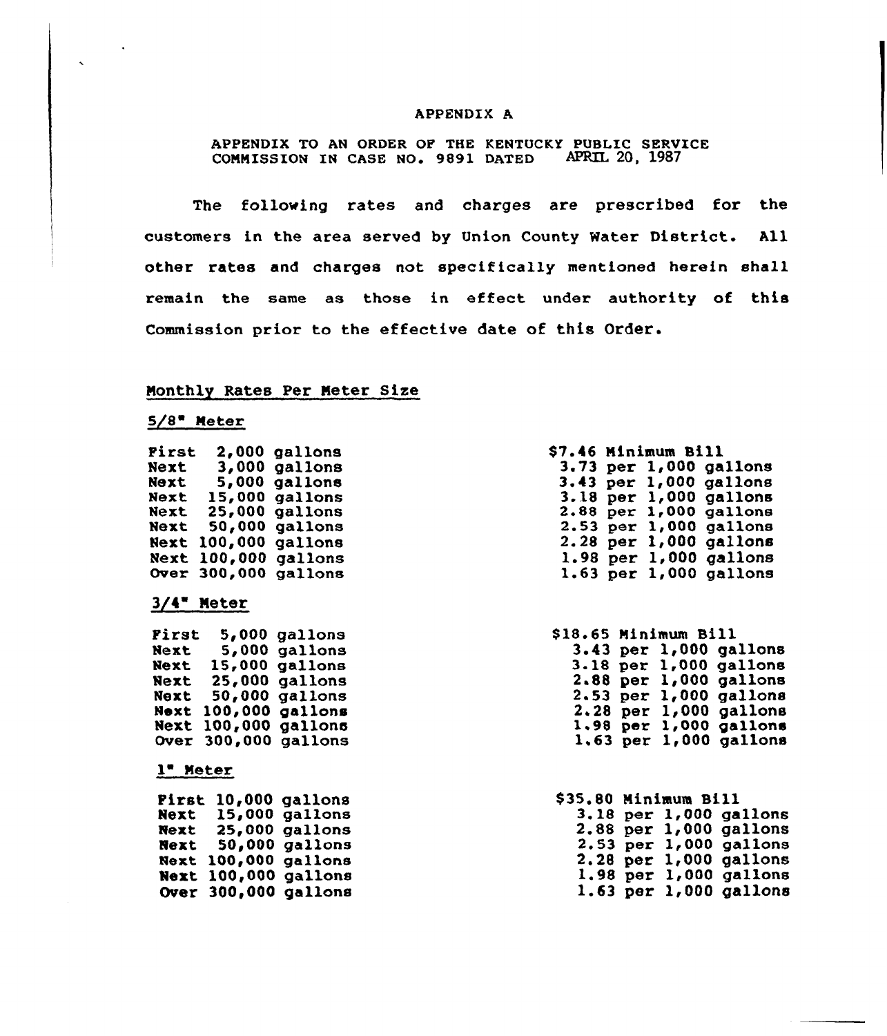APPENDIX A

APPENDIX TO AN ORDER OF THE KENTUCKY PUBLIC SERVICE COMMISSION IN CASE NO. 9891 DATED APRIL 20, 1987

The following rates and charges are prescribed for the customers in the area served by Union County Water District. All other rates and charges not specifically mentioned herein shall remain the same as those in effect under authority of this Commission prior to the effective date of this Order.

## Monthly Rates Per Meter Size

### 5/8" Meter

| | |
|---|---|
| First 2,000 gallons | $7.46 Minimum Bill |
| Next 3,000 gallons | 3.73 per 1,000 gallons |
| Next 5,000 gallons | 3.43 per 1,000 gallons |
| Next 15,000 gallons | 3.18 per 1,000 gallons |
| Next 25,000 gallons | 2.88 per 1,000 gallons |
| Next 50,000 gallons | 2.53 per 1,000 gallons |
| Next 100,000 gallons | 2.28 per 1,000 gallons |
| Next 100,000 gallons | 1.98 per 1,000 gallons |
| Over 300,000 gallons | 1.63 per 1,000 gallons |

### 3/4" Meter

| | |
|---|---|
| First 5,000 gallons | $18.65 Minimum Bill |
| Next 5,000 gallons | 3.43 per 1,000 gallons |
| Next 15,000 gallons | 3.18 per 1,000 gallons |
| Next 25,000 gallons | 2.88 per 1,000 gallons |
| Next 50,000 gallons | 2.53 per 1,000 gallons |
| Next 100,000 gallons | 2.28 per 1,000 gallons |
| Next 100,000 gallons | 1.98 per 1,000 gallons |
| Over 300,000 gallons | 1.63 per 1,000 gallons |

### 1" Meter

| | |
|---|---|
| First 10,000 gallons | $35.80 Minimum Bill |
| Next 15,000 gallons | 3.18 per 1,000 gallons |
| Next 25,000 gallons | 2.88 per 1,000 gallons |
| Next 50,000 gallons | 2.53 per 1,000 gallons |
| Next 100,000 gallons | 2.28 per 1,000 gallons |
| Next 100,000 gallons | 1.98 per 1,000 gallons |
| Over 300,000 gallons | 1.63 per 1,000 gallons |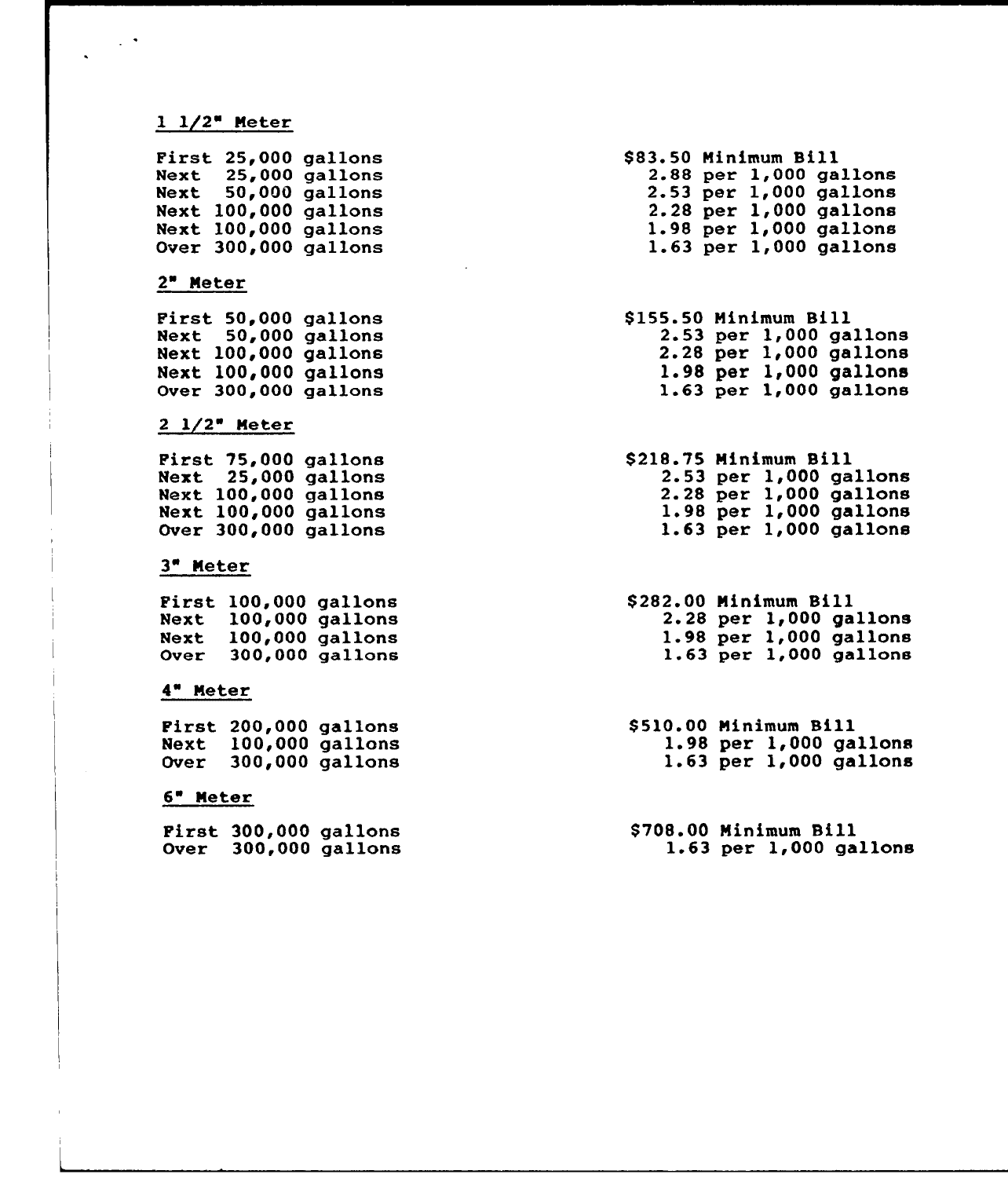1 1/2" Meter

| | |
|---|---|
| First 25,000 gallons | $83.50 Minimum Bill |
| Next 25,000 gallons | 2.88 per 1,000 gallons |
| Next 50,000 gallons | 2.53 per 1,000 gallons |
| Next 100,000 gallons | 2.28 per 1,000 gallons |
| Next 100,000 gallons | 1.98 per 1,000 gallons |
| Over 300,000 gallons | 1.63 per 1,000 gallons |

2" Meter

| | |
|---|---|
| First 50,000 gallons | $155.50 Minimum Bill |
| Next 50,000 gallons | 2.53 per 1,000 gallons |
| Next 100,000 gallons | 2.28 per 1,000 gallons |
| Next 100,000 gallons | 1.98 per 1,000 gallons |
| Over 300,000 gallons | 1.63 per 1,000 gallons |

2 1/2" Meter

| | |
|---|---|
| First 75,000 gallons | $218.75 Minimum Bill |
| Next 25,000 gallons | 2.53 per 1,000 gallons |
| Next 100,000 gallons | 2.28 per 1,000 gallons |
| Next 100,000 gallons | 1.98 per 1,000 gallons |
| Over 300,000 gallons | 1.63 per 1,000 gallons |

3" Meter

| | |
|---|---|
| First 100,000 gallons | $282.00 Minimum Bill |
| Next 100,000 gallons | 2.28 per 1,000 gallons |
| Next 100,000 gallons | 1.98 per 1,000 gallons |
| Over 300,000 gallons | 1.63 per 1,000 gallons |

4" Meter

| | |
|---|---|
| First 200,000 gallons | $510.00 Minimum Bill |
| Next 100,000 gallons | 1.98 per 1,000 gallons |
| Over 300,000 gallons | 1.63 per 1,000 gallons |

6" Meter

| | |
|---|---|
| First 300,000 gallons | $708.00 Minimum Bill |
| Over 300,000 gallons | 1.63 per 1,000 gallons |